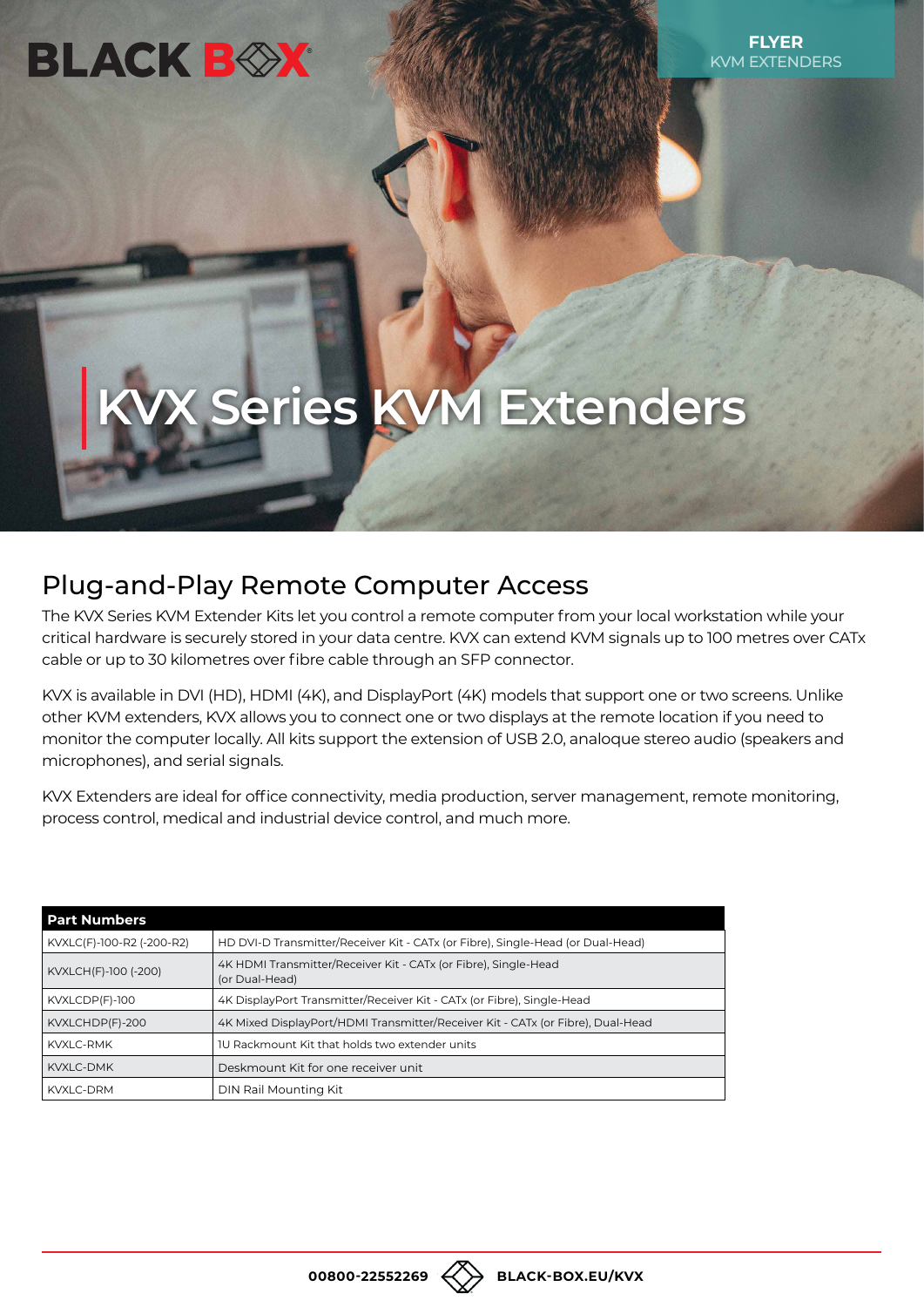FLYER
KVM EXTENDERS

# KVX Series KVM Extenders

## Plug-and-Play Remote Computer Access

The KVX Series KVM Extender Kits let you control a remote computer from your local workstation while your critical hardware is securely stored in your data centre. KVX can extend KVM signals up to 100 metres over CATx cable or up to 30 kilometres over fibre cable through an SFP connector.

KVX is available in DVI (HD), HDMI (4K), and DisplayPort (4K) models that support one or two screens. Unlike other KVM extenders, KVX allows you to connect one or two displays at the remote location if you need to monitor the computer locally. All kits support the extension of USB 2.0, analoque stereo audio (speakers and microphones), and serial signals.

KVX Extenders are ideal for office connectivity, media production, server management, remote monitoring, process control, medical and industrial device control, and much more.

| Part Numbers | |
|---|---|
| KVXLC(F)-100-R2 (-200-R2) | HD DVI-D Transmitter/Receiver Kit - CATx (or Fibre), Single-Head (or Dual-Head) |
| KVXLCH(F)-100 (-200) | 4K HDMI Transmitter/Receiver Kit - CATx (or Fibre), Single-Head (or Dual-Head) |
| KVXLCDP(F)-100 | 4K DisplayPort Transmitter/Receiver Kit - CATx (or Fibre), Single-Head |
| KVXLCHDP(F)-200 | 4K Mixed DisplayPort/HDMI Transmitter/Receiver Kit - CATx (or Fibre), Dual-Head |
| KVXLC-RMK | 1U Rackmount Kit that holds two extender units |
| KVXLC-DMK | Deskmount Kit for one receiver unit |
| KVXLC-DRM | DIN Rail Mounting Kit |

00800-22552269 BLACK-BOX.EU/KVX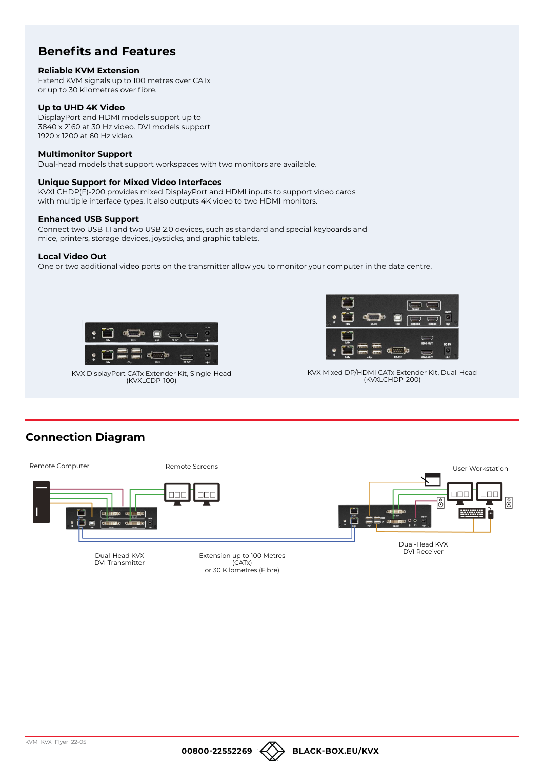## Benefits and Features

### Reliable KVM Extension

Extend KVM signals up to 100 metres over CATx or up to 30 kilometres over fibre.

### Up to UHD 4K Video

DisplayPort and HDMI models support up to 3840 x 2160 at 30 Hz video. DVI models support 1920 x 1200 at 60 Hz video.

### Multimonitor Support

Dual-head models that support workspaces with two monitors are available.

### Unique Support for Mixed Video Interfaces

KVXLCHDP(F)-200 provides mixed DisplayPort and HDMI inputs to support video cards with multiple interface types. It also outputs 4K video to two HDMI monitors.

### Enhanced USB Support

Connect two USB 1.1 and two USB 2.0 devices, such as standard and special keyboards and mice, printers, storage devices, joysticks, and graphic tablets.

### Local Video Out

One or two additional video ports on the transmitter allow you to monitor your computer in the data centre.

KVX DisplayPort CATx Extender Kit, Single-Head (KVXLCDP-100)

KVX Mixed DP/HDMI CATx Extender Kit, Dual-Head (KVXLCHDP-200)

## Connection Diagram

Remote Computer

Remote Screens

User Workstation

Dual-Head KVX DVI Transmitter

Extension up to 100 Metres (CATx) or 30 Kilometres (Fibre)

Dual-Head KVX DVI Receiver

KVM_KVX_Flyer_22-05

00800-22552269 BLACK-BOX.EU/KVX